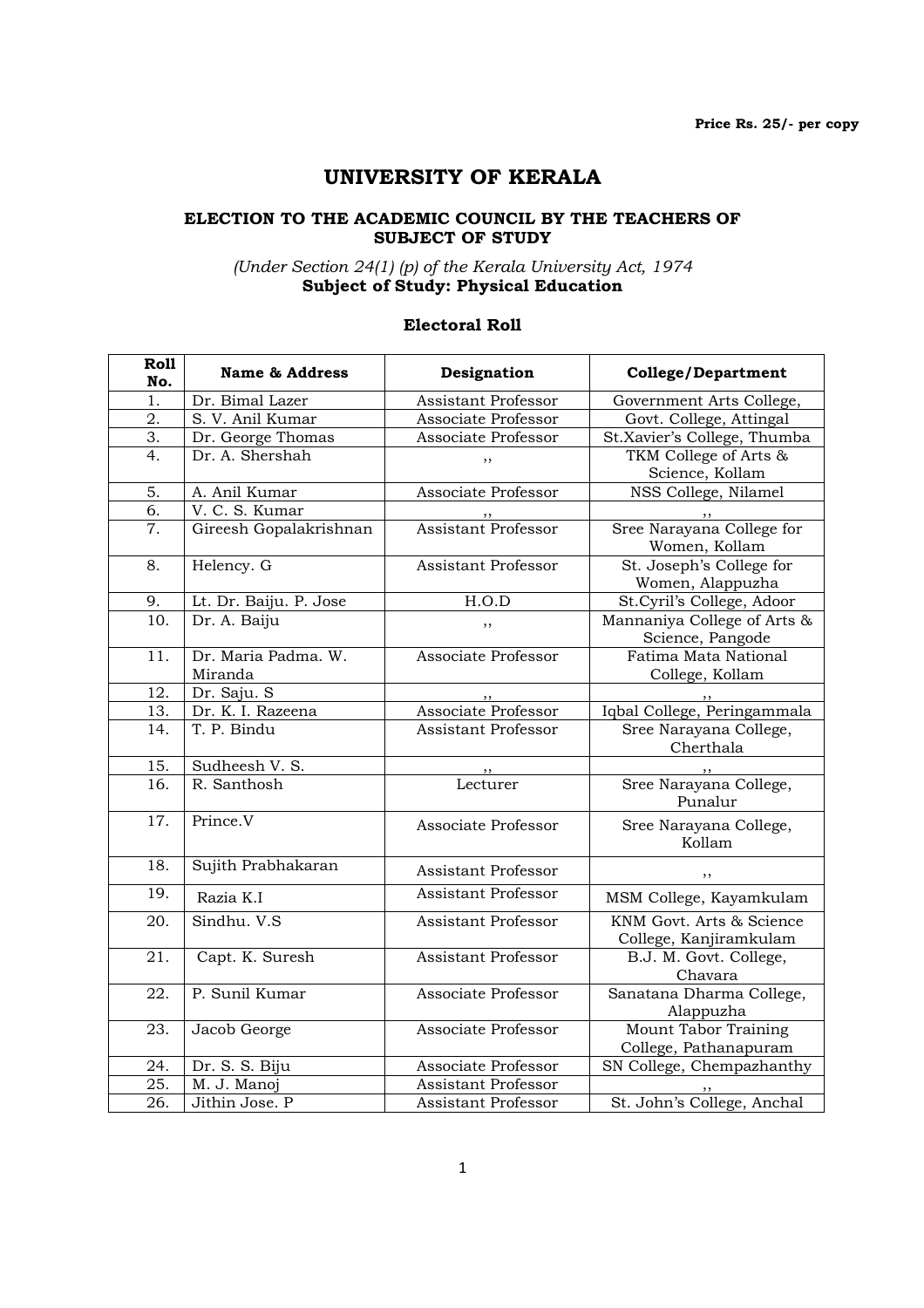Price Rs. 25/- per copy

# UNIVERSITY OF KERALA

## ELECTION TO THE ACADEMIC COUNCIL BY THE TEACHERS OF SUBJECT OF STUDY

*(Under Section 24(1) (p) of the Kerala University Act, 1974*

**Subject of Study: Physical Education**

### Electoral Roll

| Roll No. | Name & Address | Designation | College/Department |
|---|---|---|---|
| 1. | Dr. Bimal Lazer | Assistant Professor | Government Arts College, |
| 2. | S. V. Anil Kumar | Associate Professor | Govt. College, Attingal |
| 3. | Dr. George Thomas | Associate Professor | St.Xavier's College, Thumba |
| 4. | Dr. A. Shershah | ,, | TKM College of Arts & Science, Kollam |
| 5. | A. Anil Kumar | Associate Professor | NSS College, Nilamel |
| 6. | V. C. S. Kumar | ,, | ,, |
| 7. | Gireesh Gopalakrishnan | Assistant Professor | Sree Narayana College for Women, Kollam |
| 8. | Helency. G | Assistant Professor | St. Joseph's College for Women, Alappuzha |
| 9. | Lt. Dr. Baiju. P. Jose | H.O.D | St.Cyril's College, Adoor |
| 10. | Dr. A. Baiju | ,, | Mannaniya College of Arts & Science, Pangode |
| 11. | Dr. Maria Padma. W. Miranda | Associate Professor | Fatima Mata National College, Kollam |
| 12. | Dr. Saju. S | ,, | ,, |
| 13. | Dr. K. I. Razeena | Associate Professor | Iqbal College, Peringammala |
| 14. | T. P. Bindu | Assistant Professor | Sree Narayana College, Cherthala |
| 15. | Sudheesh V. S. | ,, | ,, |
| 16. | R. Santhosh | Lecturer | Sree Narayana College, Punalur |
| 17. | Prince.V | Associate Professor | Sree Narayana College, Kollam |
| 18. | Sujith Prabhakaran | Assistant Professor | ,, |
| 19. | Razia K.I | Assistant Professor | MSM College, Kayamkulam |
| 20. | Sindhu. V.S | Assistant Professor | KNM Govt. Arts & Science College, Kanjiramkulam |
| 21. | Capt. K. Suresh | Assistant Professor | B.J. M. Govt. College, Chavara |
| 22. | P. Sunil Kumar | Associate Professor | Sanatana Dharma College, Alappuzha |
| 23. | Jacob George | Associate Professor | Mount Tabor Training College, Pathanapuram |
| 24. | Dr. S. S. Biju | Associate Professor | SN College, Chempazhanthy |
| 25. | M. J. Manoj | Assistant Professor | ,, |
| 26. | Jithin Jose. P | Assistant Professor | St. John's College, Anchal |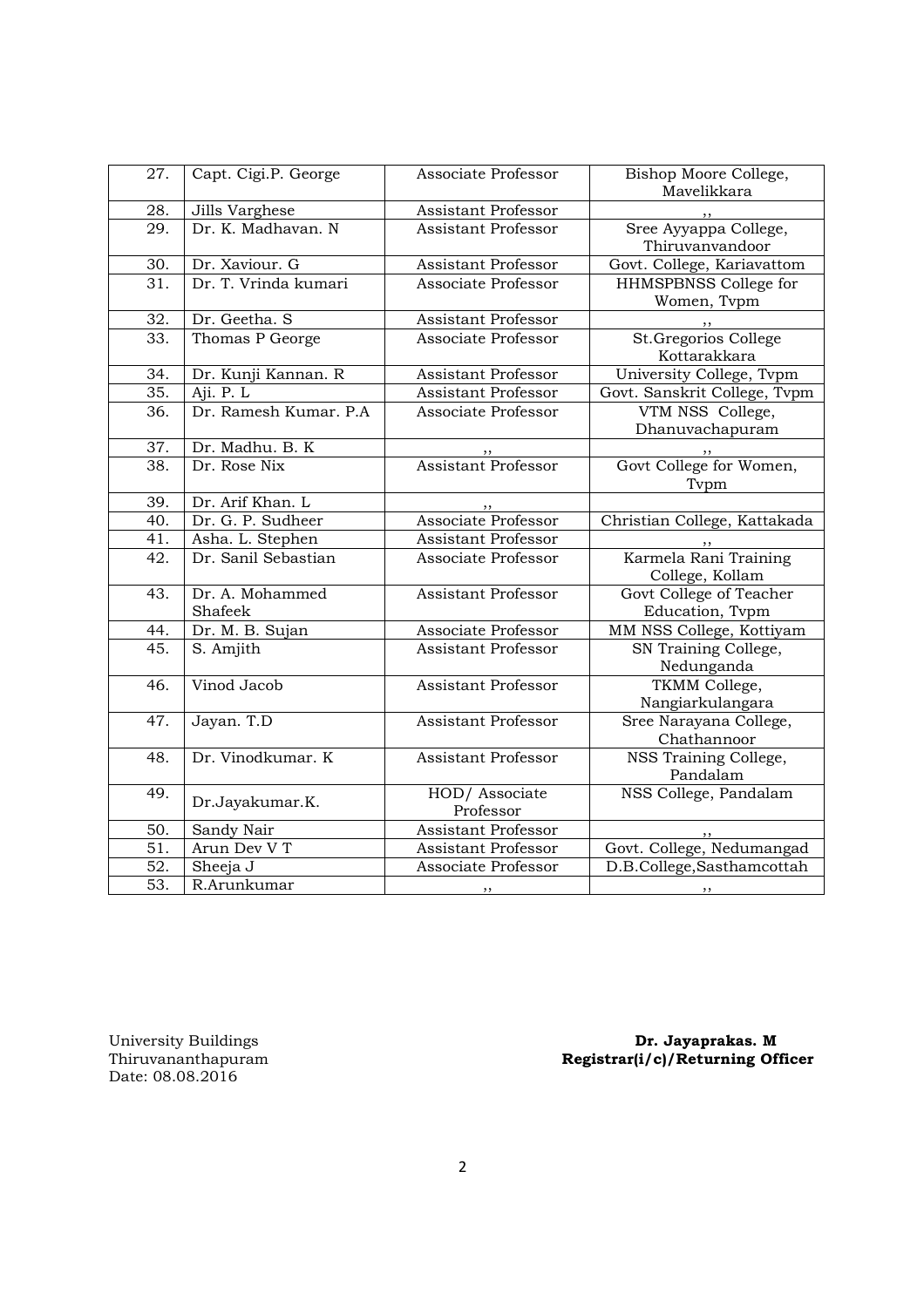| 27. | Capt. Cigi.P. George | Associate Professor | Bishop Moore College, Mavelikkara |
|---|---|---|---|
| 28. | Jills Varghese | Assistant Professor | ,, |
| 29. | Dr. K. Madhavan. N | Assistant Professor | Sree Ayyappa College, Thiruvanvandoor |
| 30. | Dr. Xaviour. G | Assistant Professor | Govt. College, Kariavattom |
| 31. | Dr. T. Vrinda kumari | Associate Professor | HHMSPBNSS College for Women, Tvpm |
| 32. | Dr. Geetha. S | Assistant Professor | ,, |
| 33. | Thomas P George | Associate Professor | St.Gregorios College Kottarakkara |
| 34. | Dr. Kunji Kannan. R | Assistant Professor | University College, Tvpm |
| 35. | Aji. P. L | Assistant Professor | Govt. Sanskrit College, Tvpm |
| 36. | Dr. Ramesh Kumar. P.A | Associate Professor | VTM NSS College, Dhanuvachapuram |
| 37. | Dr. Madhu. B. K | ,, | ,, |
| 38. | Dr. Rose Nix | Assistant Professor | Govt College for Women, Tvpm |
| 39. | Dr. Arif Khan. L | ,, | |
| 40. | Dr. G. P. Sudheer | Associate Professor | Christian College, Kattakada |
| 41. | Asha. L. Stephen | Assistant Professor | ,, |
| 42. | Dr. Sanil Sebastian | Associate Professor | Karmela Rani Training College, Kollam |
| 43. | Dr. A. Mohammed Shafeek | Assistant Professor | Govt College of Teacher Education, Tvpm |
| 44. | Dr. M. B. Sujan | Associate Professor | MM NSS College, Kottiyam |
| 45. | S. Amjith | Assistant Professor | SN Training College, Nedunganda |
| 46. | Vinod Jacob | Assistant Professor | TKMM College, Nangiarkulangara |
| 47. | Jayan. T.D | Assistant Professor | Sree Narayana College, Chathannoor |
| 48. | Dr. Vinodkumar. K | Assistant Professor | NSS Training College, Pandalam |
| 49. | Dr.Jayakumar.K. | HOD/ Associate Professor | NSS College, Pandalam |
| 50. | Sandy Nair | Assistant Professor | ,, |
| 51. | Arun Dev V T | Assistant Professor | Govt. College, Nedumangad |
| 52. | Sheeja J | Associate Professor | D.B.College,Sasthamcottah |
| 53. | R.Arunkumar | ,, | ,, |

University Buildings
Thiruvananthapuram
Date: 08.08.2016

**Dr. Jayaprakas. M**
**Registrar(i/c)/Returning Officer**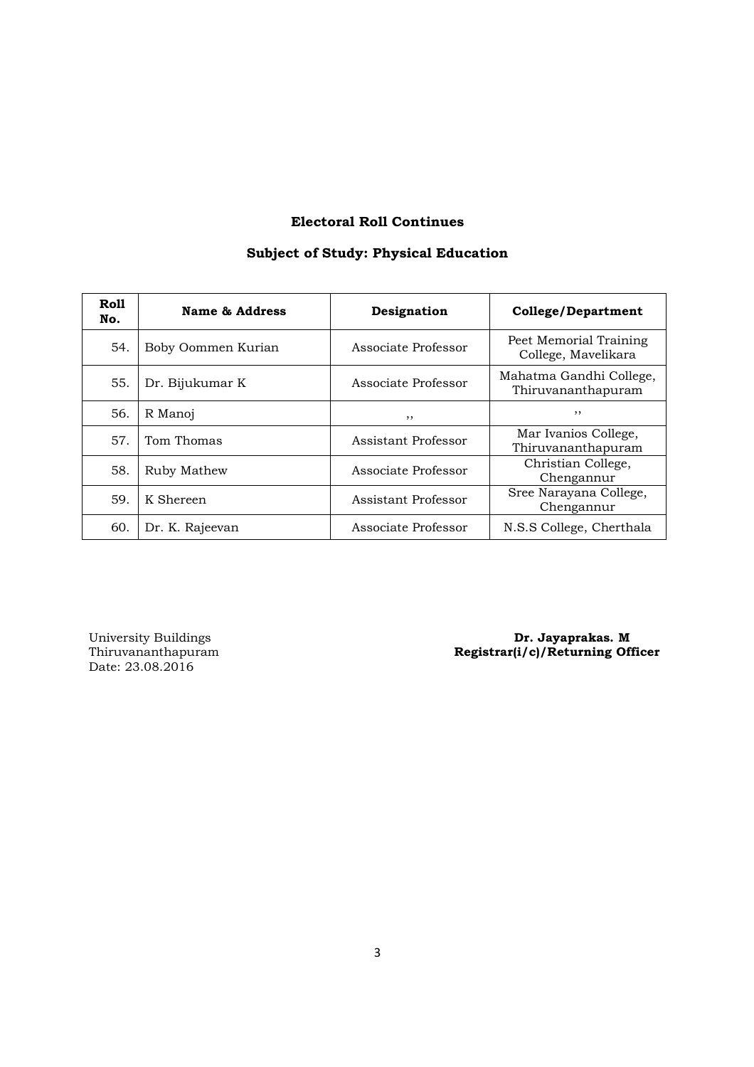**Electoral Roll Continues**

**Subject of Study: Physical Education**

| Roll No. | Name & Address | Designation | College/Department |
|---|---|---|---|
| 54. | Boby Oommen Kurian | Associate Professor | Peet Memorial Training College, Mavelikara |
| 55. | Dr. Bijukumar K | Associate Professor | Mahatma Gandhi College, Thiruvananthapuram |
| 56. | R Manoj | ,, | ,, |
| 57. | Tom Thomas | Assistant Professor | Mar Ivanios College, Thiruvananthapuram |
| 58. | Ruby Mathew | Associate Professor | Christian College, Chengannur |
| 59. | K Shereen | Assistant Professor | Sree Narayana College, Chengannur |
| 60. | Dr. K. Rajeevan | Associate Professor | N.S.S College, Cherthala |

University Buildings
Thiruvananthapuram
Date: 23.08.2016

**Dr. Jayaprakas. M**
**Registrar(i/c)/Returning Officer**